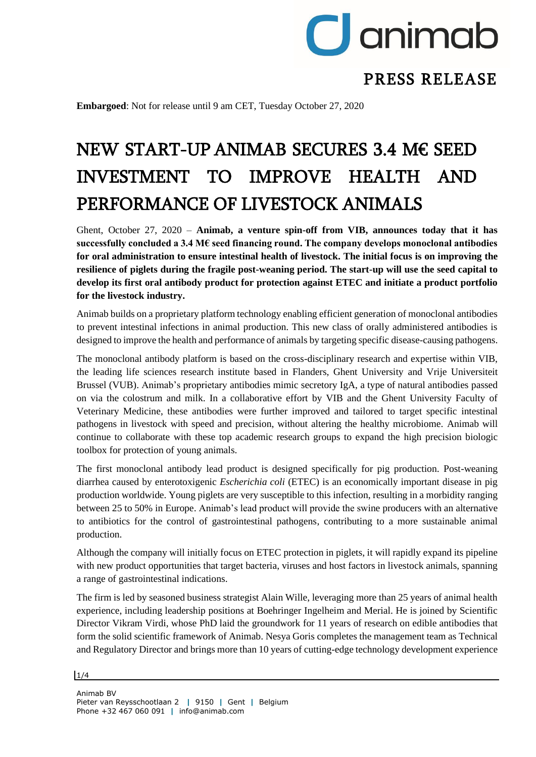# PRESS RELEASE

**Embargoed**: Not for release until 9 am CET, Tuesday October 27, 2020

# NEW START-UP ANIMAB SECURES 3.4 M€ SEED INVESTMENT TO IMPROVE HEALTH AND PERFORMANCE OF LIVESTOCK ANIMALS

Ghent, October 27, 2020 – **Animab, a venture spin-off from VIB, announces today that it has successfully concluded a 3.4 M€ seed financing round. The company develops monoclonal antibodies for oral administration to ensure intestinal health of livestock. The initial focus is on improving the resilience of piglets during the fragile post-weaning period. The start-up will use the seed capital to develop its first oral antibody product for protection against ETEC and initiate a product portfolio for the livestock industry.**

Animab builds on a proprietary platform technology enabling efficient generation of monoclonal antibodies to prevent intestinal infections in animal production. This new class of orally administered antibodies is designed to improve the health and performance of animals by targeting specific disease-causing pathogens.

The monoclonal antibody platform is based on the cross-disciplinary research and expertise within VIB, the leading life sciences research institute based in Flanders, Ghent University and Vrije Universiteit Brussel (VUB). Animab's proprietary antibodies mimic secretory IgA, a type of natural antibodies passed on via the colostrum and milk. In a collaborative effort by VIB and the Ghent University Faculty of Veterinary Medicine, these antibodies were further improved and tailored to target specific intestinal pathogens in livestock with speed and precision, without altering the healthy microbiome. Animab will continue to collaborate with these top academic research groups to expand the high precision biologic toolbox for protection of young animals.

The first monoclonal antibody lead product is designed specifically for pig production. Post-weaning diarrhea caused by enterotoxigenic *Escherichia coli* (ETEC) is an economically important disease in pig production worldwide. Young piglets are very susceptible to this infection, resulting in a morbidity ranging between 25 to 50% in Europe. Animab's lead product will provide the swine producers with an alternative to antibiotics for the control of gastrointestinal pathogens, contributing to a more sustainable animal production.

Although the company will initially focus on ETEC protection in piglets, it will rapidly expand its pipeline with new product opportunities that target bacteria, viruses and host factors in livestock animals, spanning a range of gastrointestinal indications.

The firm is led by seasoned business strategist Alain Wille, leveraging more than 25 years of animal health experience, including leadership positions at Boehringer Ingelheim and Merial. He is joined by Scientific Director Vikram Virdi, whose PhD laid the groundwork for 11 years of research on edible antibodies that form the solid scientific framework of Animab. Nesya Goris completes the management team as Technical and Regulatory Director and brings more than 10 years of cutting-edge technology development experience

Animab BV
Pieter van Reysschootlaan 2 | 9150 | Gent | Belgium
Phone +32 467 060 091 | info@animab.com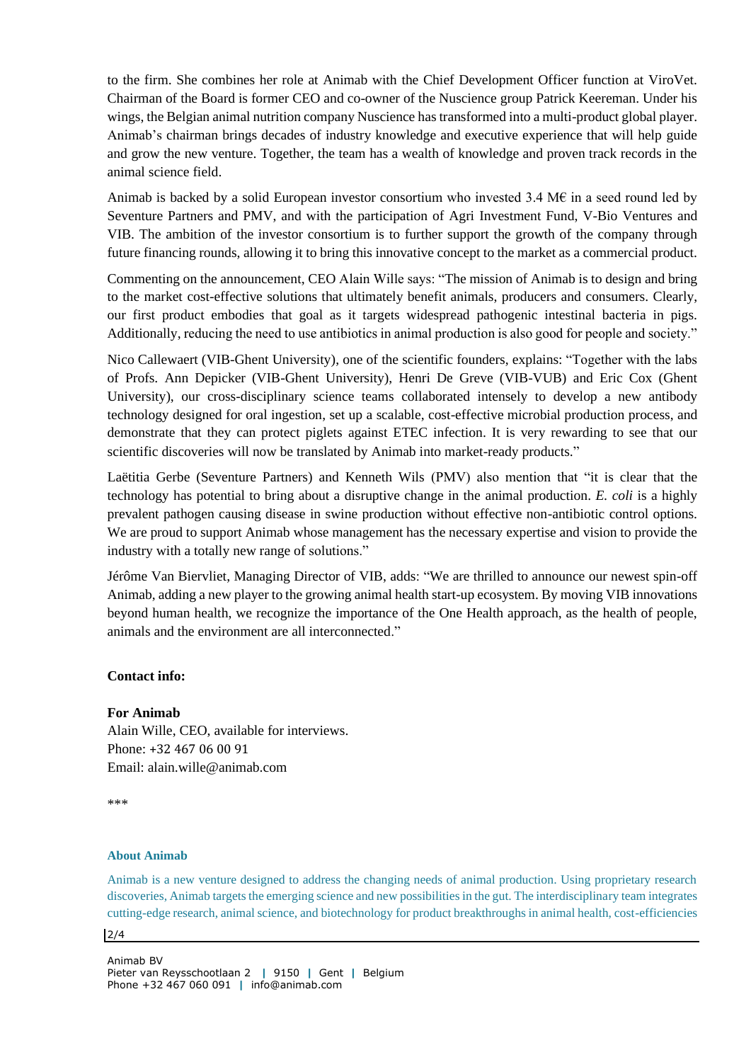to the firm. She combines her role at Animab with the Chief Development Officer function at ViroVet. Chairman of the Board is former CEO and co-owner of the Nuscience group Patrick Keereman. Under his wings, the Belgian animal nutrition company Nuscience has transformed into a multi-product global player. Animab's chairman brings decades of industry knowledge and executive experience that will help guide and grow the new venture. Together, the team has a wealth of knowledge and proven track records in the animal science field.

Animab is backed by a solid European investor consortium who invested 3.4 M€ in a seed round led by Seventure Partners and PMV, and with the participation of Agri Investment Fund, V-Bio Ventures and VIB. The ambition of the investor consortium is to further support the growth of the company through future financing rounds, allowing it to bring this innovative concept to the market as a commercial product.

Commenting on the announcement, CEO Alain Wille says: "The mission of Animab is to design and bring to the market cost-effective solutions that ultimately benefit animals, producers and consumers. Clearly, our first product embodies that goal as it targets widespread pathogenic intestinal bacteria in pigs. Additionally, reducing the need to use antibiotics in animal production is also good for people and society."

Nico Callewaert (VIB-Ghent University), one of the scientific founders, explains: "Together with the labs of Profs. Ann Depicker (VIB-Ghent University), Henri De Greve (VIB-VUB) and Eric Cox (Ghent University), our cross-disciplinary science teams collaborated intensely to develop a new antibody technology designed for oral ingestion, set up a scalable, cost-effective microbial production process, and demonstrate that they can protect piglets against ETEC infection. It is very rewarding to see that our scientific discoveries will now be translated by Animab into market-ready products."

Laëtitia Gerbe (Seventure Partners) and Kenneth Wils (PMV) also mention that "it is clear that the technology has potential to bring about a disruptive change in the animal production. *E. coli* is a highly prevalent pathogen causing disease in swine production without effective non-antibiotic control options. We are proud to support Animab whose management has the necessary expertise and vision to provide the industry with a totally new range of solutions."

Jérôme Van Biervliet, Managing Director of VIB, adds: "We are thrilled to announce our newest spin-off Animab, adding a new player to the growing animal health start-up ecosystem. By moving VIB innovations beyond human health, we recognize the importance of the One Health approach, as the health of people, animals and the environment are all interconnected."

**Contact info:**

**For Animab**
Alain Wille, CEO, available for interviews.
Phone: +32 467 06 00 91
Email: alain.wille@animab.com

***

**About Animab**

Animab is a new venture designed to address the changing needs of animal production. Using proprietary research discoveries, Animab targets the emerging science and new possibilities in the gut. The interdisciplinary team integrates cutting-edge research, animal science, and biotechnology for product breakthroughs in animal health, cost-efficiencies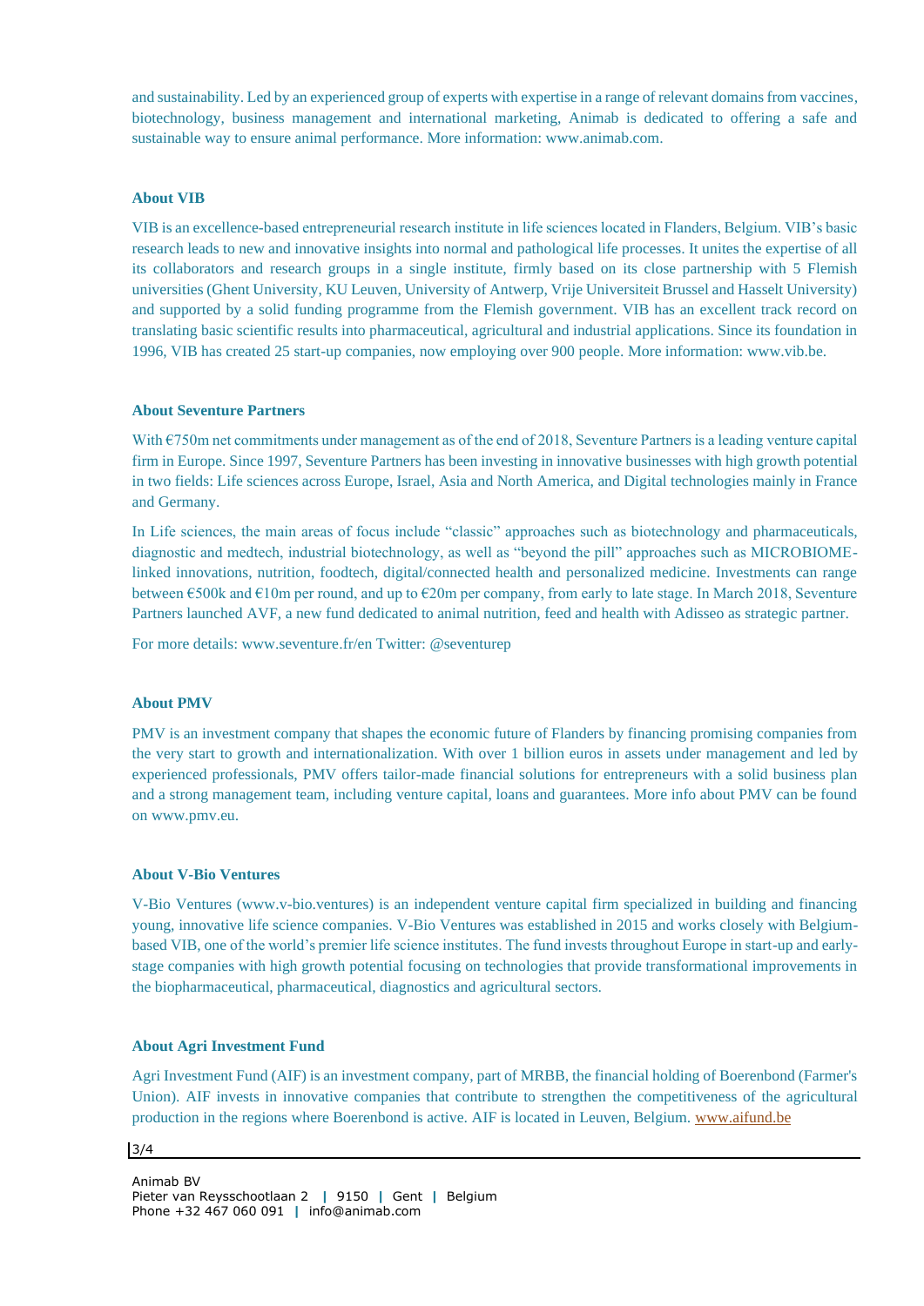and sustainability. Led by an experienced group of experts with expertise in a range of relevant domains from vaccines, biotechnology, business management and international marketing, Animab is dedicated to offering a safe and sustainable way to ensure animal performance. More information: www.animab.com.

**About VIB**

VIB is an excellence-based entrepreneurial research institute in life sciences located in Flanders, Belgium. VIB's basic research leads to new and innovative insights into normal and pathological life processes. It unites the expertise of all its collaborators and research groups in a single institute, firmly based on its close partnership with 5 Flemish universities (Ghent University, KU Leuven, University of Antwerp, Vrije Universiteit Brussel and Hasselt University) and supported by a solid funding programme from the Flemish government. VIB has an excellent track record on translating basic scientific results into pharmaceutical, agricultural and industrial applications. Since its foundation in 1996, VIB has created 25 start-up companies, now employing over 900 people. More information: www.vib.be.

**About Seventure Partners**

With €750m net commitments under management as of the end of 2018, Seventure Partners is a leading venture capital firm in Europe. Since 1997, Seventure Partners has been investing in innovative businesses with high growth potential in two fields: Life sciences across Europe, Israel, Asia and North America, and Digital technologies mainly in France and Germany.

In Life sciences, the main areas of focus include "classic" approaches such as biotechnology and pharmaceuticals, diagnostic and medtech, industrial biotechnology, as well as "beyond the pill" approaches such as MICROBIOME-linked innovations, nutrition, foodtech, digital/connected health and personalized medicine. Investments can range between €500k and €10m per round, and up to €20m per company, from early to late stage. In March 2018, Seventure Partners launched AVF, a new fund dedicated to animal nutrition, feed and health with Adisseo as strategic partner.

For more details: www.seventure.fr/en Twitter: @seventurep

**About PMV**

PMV is an investment company that shapes the economic future of Flanders by financing promising companies from the very start to growth and internationalization. With over 1 billion euros in assets under management and led by experienced professionals, PMV offers tailor-made financial solutions for entrepreneurs with a solid business plan and a strong management team, including venture capital, loans and guarantees. More info about PMV can be found on www.pmv.eu.

**About V-Bio Ventures**

V-Bio Ventures (www.v-bio.ventures) is an independent venture capital firm specialized in building and financing young, innovative life science companies. V-Bio Ventures was established in 2015 and works closely with Belgium-based VIB, one of the world's premier life science institutes. The fund invests throughout Europe in start-up and early-stage companies with high growth potential focusing on technologies that provide transformational improvements in the biopharmaceutical, pharmaceutical, diagnostics and agricultural sectors.

**About Agri Investment Fund**

Agri Investment Fund (AIF) is an investment company, part of MRBB, the financial holding of Boerenbond (Farmer's Union). AIF invests in innovative companies that contribute to strengthen the competitiveness of the agricultural production in the regions where Boerenbond is active. AIF is located in Leuven, Belgium. www.aifund.be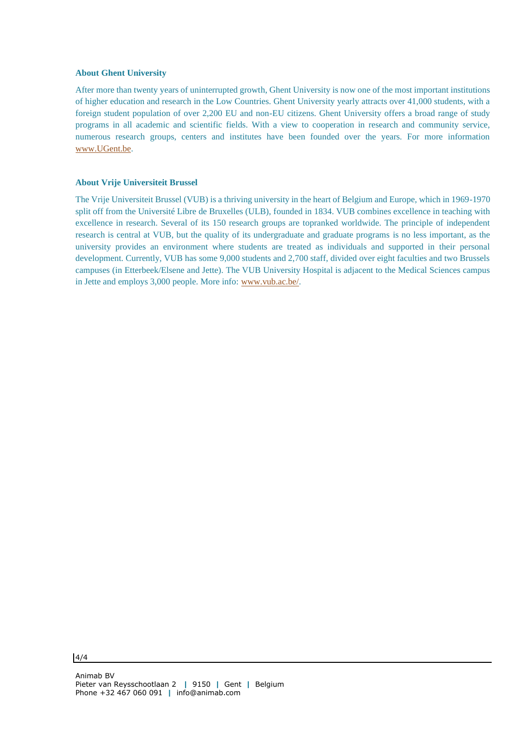### About Ghent University

After more than twenty years of uninterrupted growth, Ghent University is now one of the most important institutions of higher education and research in the Low Countries. Ghent University yearly attracts over 41,000 students, with a foreign student population of over 2,200 EU and non-EU citizens. Ghent University offers a broad range of study programs in all academic and scientific fields. With a view to cooperation in research and community service, numerous research groups, centers and institutes have been founded over the years. For more information www.UGent.be.

### About Vrije Universiteit Brussel

The Vrije Universiteit Brussel (VUB) is a thriving university in the heart of Belgium and Europe, which in 1969-1970 split off from the Université Libre de Bruxelles (ULB), founded in 1834. VUB combines excellence in teaching with excellence in research. Several of its 150 research groups are topranked worldwide. The principle of independent research is central at VUB, but the quality of its undergraduate and graduate programs is no less important, as the university provides an environment where students are treated as individuals and supported in their personal development. Currently, VUB has some 9,000 students and 2,700 staff, divided over eight faculties and two Brussels campuses (in Etterbeek/Elsene and Jette). The VUB University Hospital is adjacent to the Medical Sciences campus in Jette and employs 3,000 people. More info: www.vub.ac.be/.